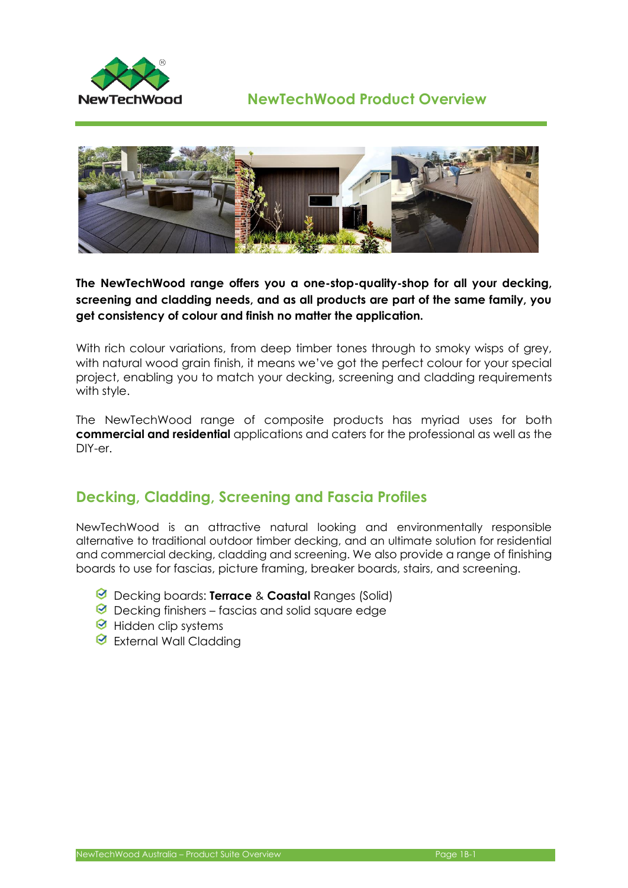# NewTechWood Product Overview

**The NewTechWood range offers you a one-stop-quality-shop for all your decking, screening and cladding needs, and as all products are part of the same family, you get consistency of colour and finish no matter the application.**

With rich colour variations, from deep timber tones through to smoky wisps of grey, with natural wood grain finish, it means we've got the perfect colour for your special project, enabling you to match your decking, screening and cladding requirements with style.

The NewTechWood range of composite products has myriad uses for both **commercial and residential** applications and caters for the professional as well as the DIY-er.

## Decking, Cladding, Screening and Fascia Profiles

NewTechWood is an attractive natural looking and environmentally responsible alternative to traditional outdoor timber decking, and an ultimate solution for residential and commercial decking, cladding and screening. We also provide a range of finishing boards to use for fascias, picture framing, breaker boards, stairs, and screening.

- Decking boards: **Terrace** & **Coastal** Ranges (Solid)
- Decking finishers – fascias and solid square edge
- Hidden clip systems
- External Wall Cladding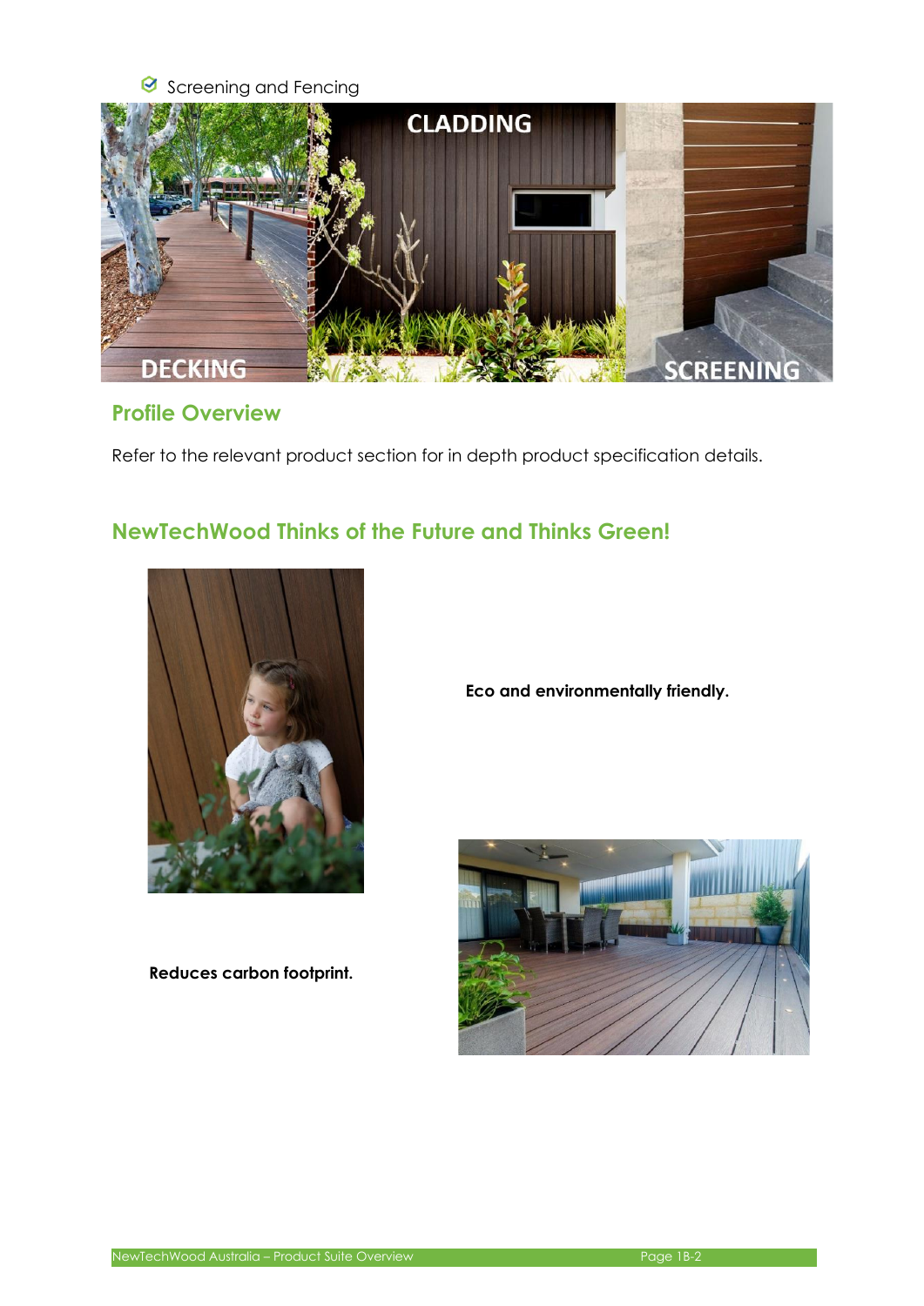- Screening and Fencing

## Profile Overview

Refer to the relevant product section for in depth product specification details.

## NewTechWood Thinks of the Future and Thinks Green!

**Eco and environmentally friendly.**

**Reduces carbon footprint.**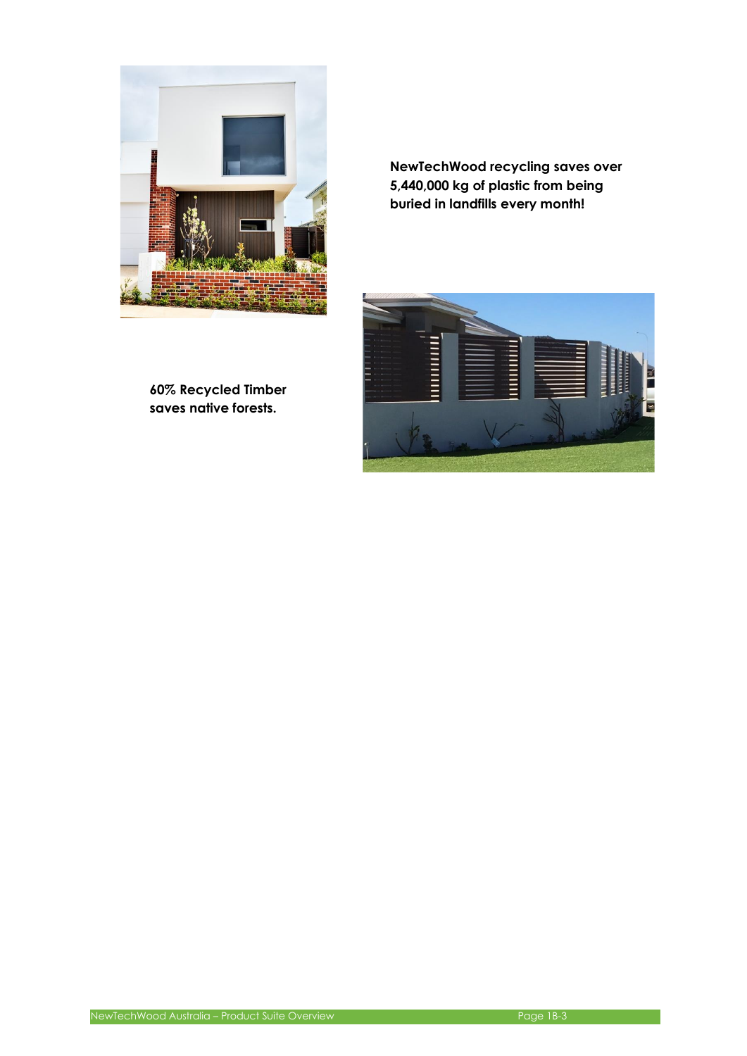**NewTechWood recycling saves over 5,440,000 kg of plastic from being buried in landfills every month!**

**60% Recycled Timber saves native forests.**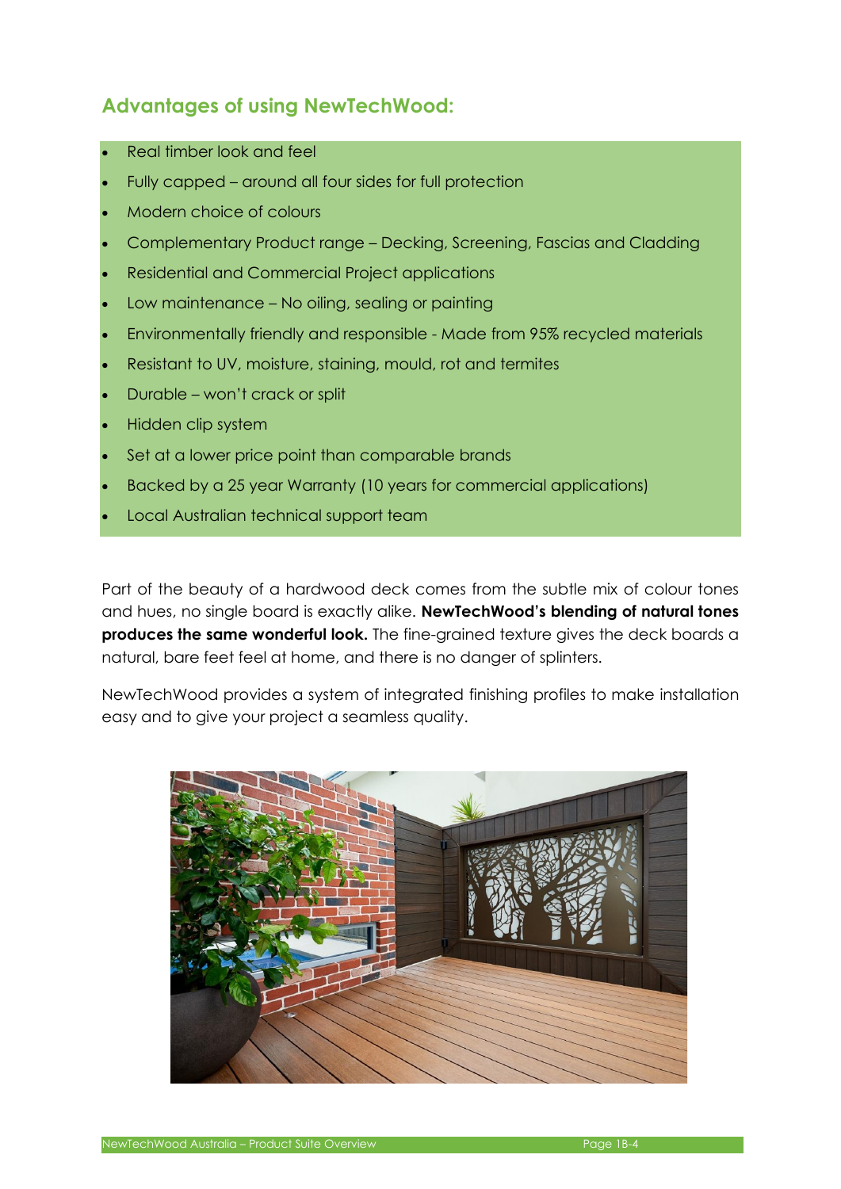## Advantages of using NewTechWood:

- Real timber look and feel
- Fully capped – around all four sides for full protection
- Modern choice of colours
- Complementary Product range – Decking, Screening, Fascias and Cladding
- Residential and Commercial Project applications
- Low maintenance – No oiling, sealing or painting
- Environmentally friendly and responsible - Made from 95% recycled materials
- Resistant to UV, moisture, staining, mould, rot and termites
- Durable – won't crack or split
- Hidden clip system
- Set at a lower price point than comparable brands
- Backed by a 25 year Warranty (10 years for commercial applications)
- Local Australian technical support team

Part of the beauty of a hardwood deck comes from the subtle mix of colour tones and hues, no single board is exactly alike. **NewTechWood's blending of natural tones produces the same wonderful look.** The fine-grained texture gives the deck boards a natural, bare feet feel at home, and there is no danger of splinters.

NewTechWood provides a system of integrated finishing profiles to make installation easy and to give your project a seamless quality.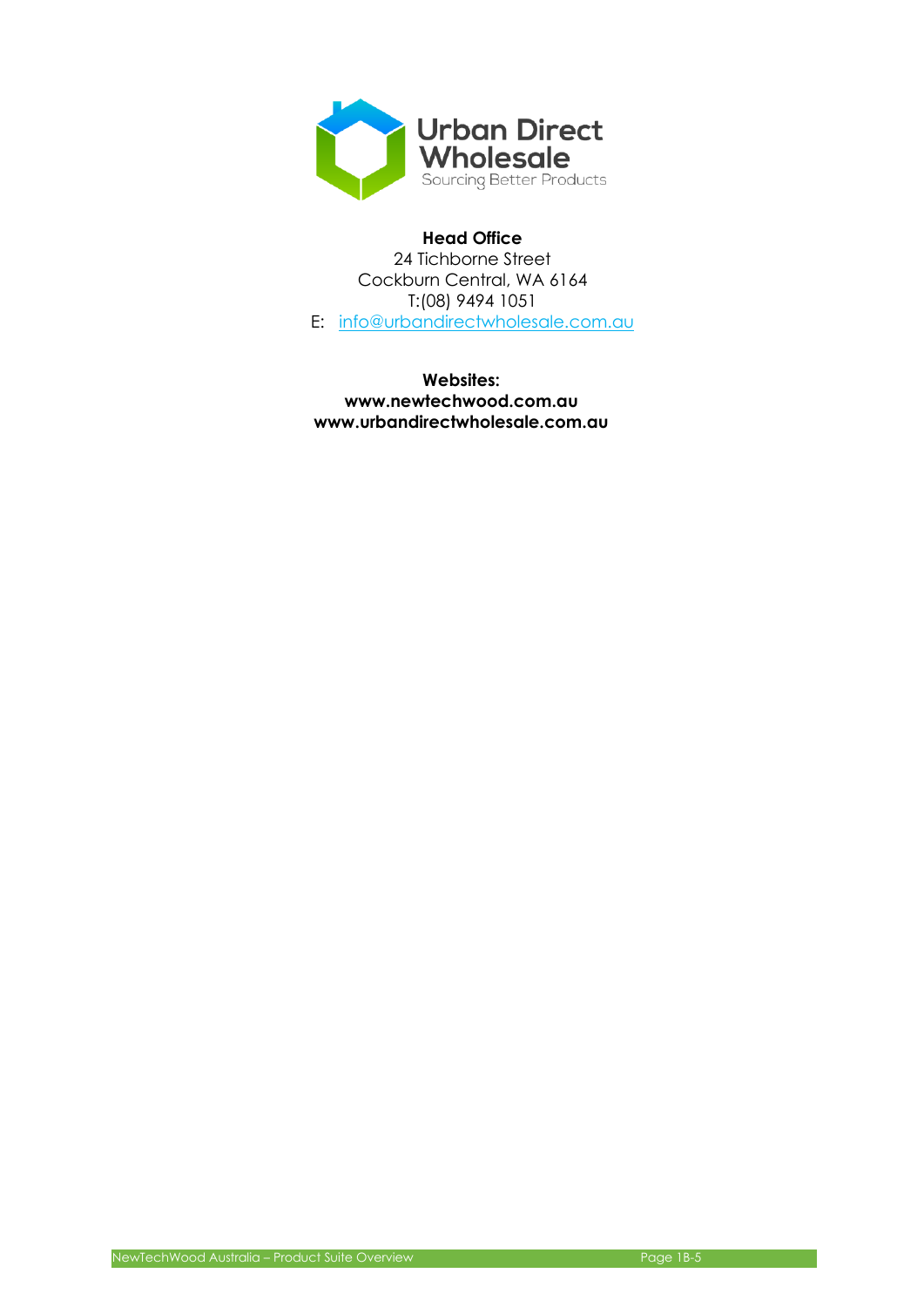Urban Direct Wholesale

Sourcing Better Products

**Head Office**

24 Tichborne Street

Cockburn Central, WA 6164

T:(08) 9494 1051

E: info@urbandirectwholesale.com.au

**Websites:**

**www.newtechwood.com.au**

**www.urbandirectwholesale.com.au**